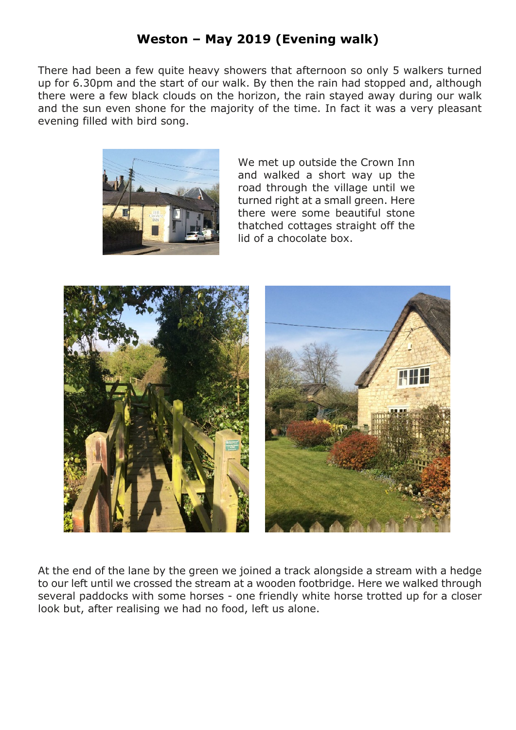**Weston – May 2019 (Evening walk)**

There had been a few quite heavy showers that afternoon so only 5 walkers turned up for 6.30pm and the start of our walk. By then the rain had stopped and, although there were a few black clouds on the horizon, the rain stayed away during our walk and the sun even shone for the majority of the time. In fact it was a very pleasant evening filled with bird song.

We met up outside the Crown Inn and walked a short way up the road through the village until we turned right at a small green. Here there were some beautiful stone thatched cottages straight off the lid of a chocolate box.

At the end of the lane by the green we joined a track alongside a stream with a hedge to our left until we crossed the stream at a wooden footbridge. Here we walked through several paddocks with some horses - one friendly white horse trotted up for a closer look but, after realising we had no food, left us alone.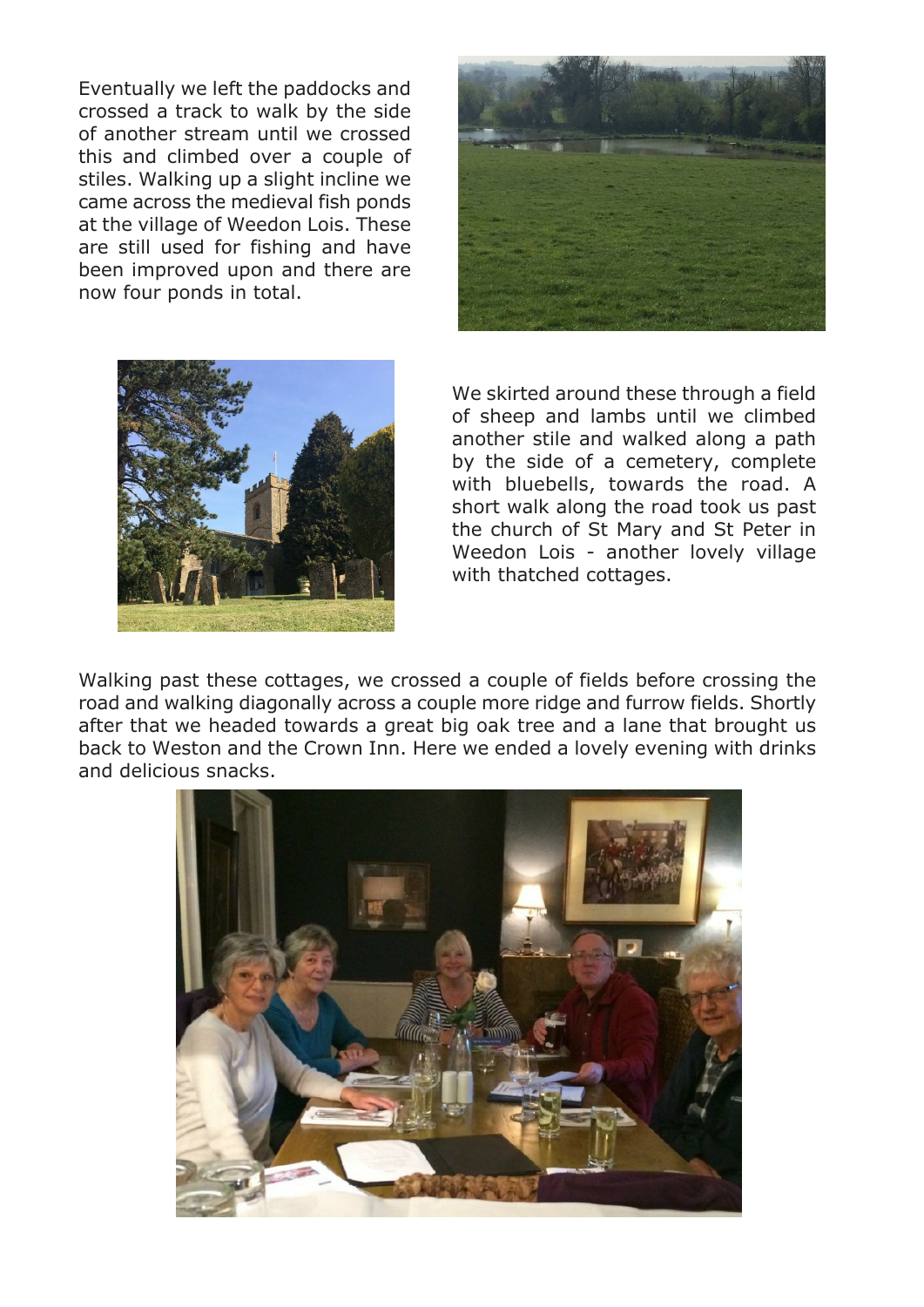Eventually we left the paddocks and crossed a track to walk by the side of another stream until we crossed this and climbed over a couple of stiles. Walking up a slight incline we came across the medieval fish ponds at the village of Weedon Lois. These are still used for fishing and have been improved upon and there are now four ponds in total.

We skirted around these through a field of sheep and lambs until we climbed another stile and walked along a path by the side of a cemetery, complete with bluebells, towards the road. A short walk along the road took us past the church of St Mary and St Peter in Weedon Lois - another lovely village with thatched cottages.

Walking past these cottages, we crossed a couple of fields before crossing the road and walking diagonally across a couple more ridge and furrow fields. Shortly after that we headed towards a great big oak tree and a lane that brought us back to Weston and the Crown Inn. Here we ended a lovely evening with drinks and delicious snacks.